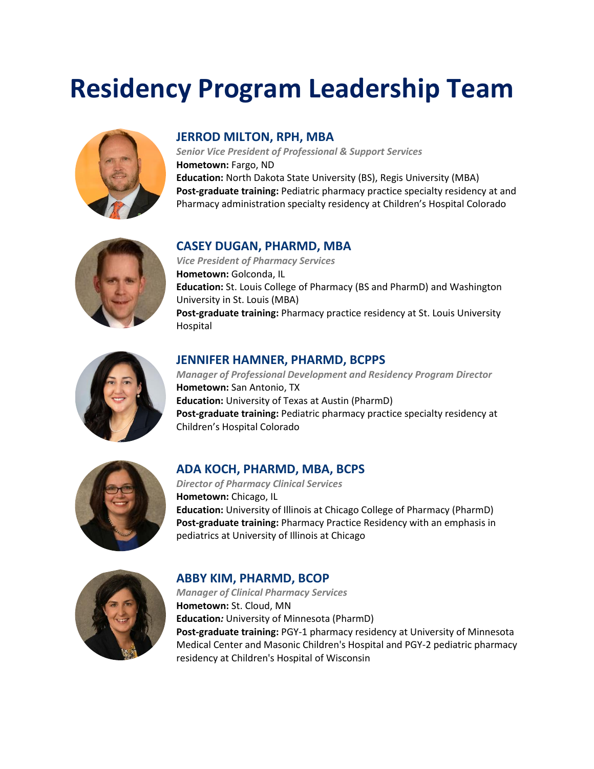# Residency Program Leadership Team

### JERROD MILTON, RPH, MBA

*Senior Vice President of Professional & Support Services*
**Hometown:** Fargo, ND
**Education:** North Dakota State University (BS), Regis University (MBA)
**Post-graduate training:** Pediatric pharmacy practice specialty residency at and Pharmacy administration specialty residency at Children's Hospital Colorado

### CASEY DUGAN, PHARMD, MBA

*Vice President of Pharmacy Services*
**Hometown:** Golconda, IL
**Education:** St. Louis College of Pharmacy (BS and PharmD) and Washington University in St. Louis (MBA)
**Post-graduate training:** Pharmacy practice residency at St. Louis University Hospital

### JENNIFER HAMNER, PHARMD, BCPPS

*Manager of Professional Development and Residency Program Director*
**Hometown:** San Antonio, TX
**Education:** University of Texas at Austin (PharmD)
**Post-graduate training:** Pediatric pharmacy practice specialty residency at Children's Hospital Colorado

### ADA KOCH, PHARMD, MBA, BCPS

*Director of Pharmacy Clinical Services*
**Hometown:** Chicago, IL
**Education:** University of Illinois at Chicago College of Pharmacy (PharmD)
**Post-graduate training:** Pharmacy Practice Residency with an emphasis in pediatrics at University of Illinois at Chicago

### ABBY KIM, PHARMD, BCOP

*Manager of Clinical Pharmacy Services*
**Hometown:** St. Cloud, MN
**Education:** University of Minnesota (PharmD)
**Post-graduate training:** PGY-1 pharmacy residency at University of Minnesota Medical Center and Masonic Children's Hospital and PGY-2 pediatric pharmacy residency at Children's Hospital of Wisconsin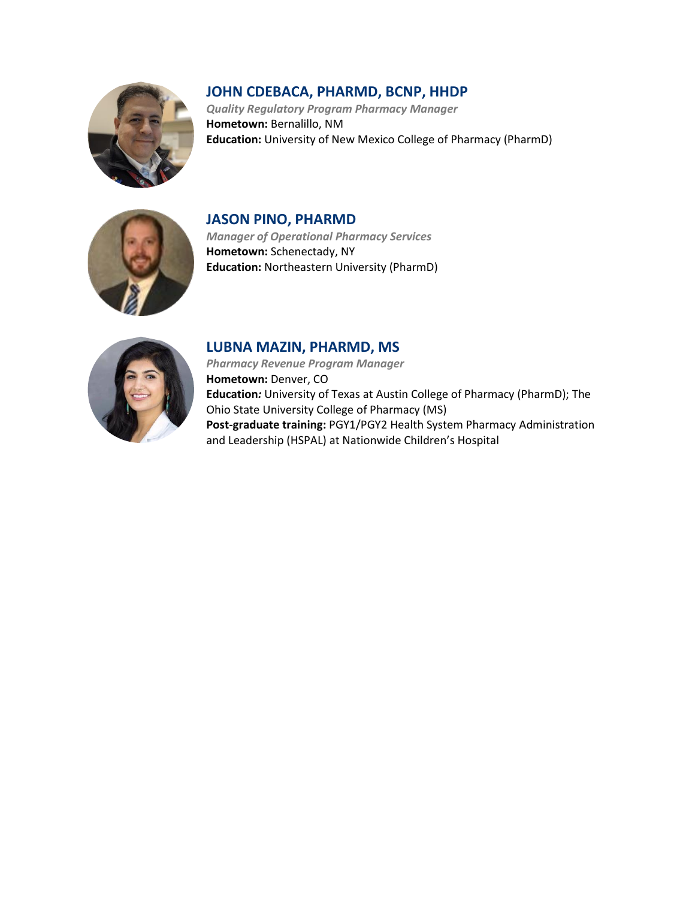### JOHN CDEBACA, PHARMD, BCNP, HHDP

*Quality Regulatory Program Pharmacy Manager*
**Hometown:** Bernalillo, NM
**Education:** University of New Mexico College of Pharmacy (PharmD)

### JASON PINO, PHARMD

*Manager of Operational Pharmacy Services*
**Hometown:** Schenectady, NY
**Education:** Northeastern University (PharmD)

### LUBNA MAZIN, PHARMD, MS

*Pharmacy Revenue Program Manager*
**Hometown:** Denver, CO
**Education:** University of Texas at Austin College of Pharmacy (PharmD); The Ohio State University College of Pharmacy (MS)
**Post-graduate training:** PGY1/PGY2 Health System Pharmacy Administration and Leadership (HSPAL) at Nationwide Children's Hospital